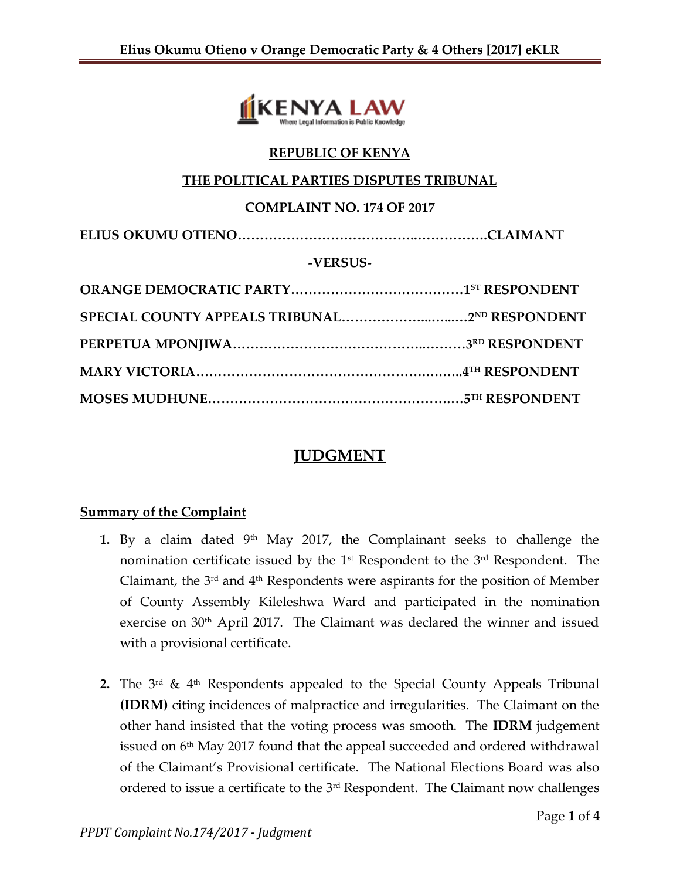**REPUBLIC OF KENYA**

**THE POLITICAL PARTIES DISPUTES TRIBUNAL**

**COMPLAINT NO. 174 OF 2017**

**ELIUS OKUMU OTIENO…………………………………..…………….CLAIMANT**

**-VERSUS-**

**ORANGE DEMOCRATIC PARTY…………………………………1ST RESPONDENT**

**SPECIAL COUNTY APPEALS TRIBUNAL………………..…....…2ND RESPONDENT**

**PERPETUA MPONJIWA…………………………………….………3RD RESPONDENT**

**MARY VICTORIA……………………………………………….……..4TH RESPONDENT**

**MOSES MUDHUNE……………………………………………….…5TH RESPONDENT**

# JUDGMENT

## Summary of the Complaint

1. By a claim dated 9th May 2017, the Complainant seeks to challenge the nomination certificate issued by the 1st Respondent to the 3rd Respondent. The Claimant, the 3rd and 4th Respondents were aspirants for the position of Member of County Assembly Kileleshwa Ward and participated in the nomination exercise on 30th April 2017. The Claimant was declared the winner and issued with a provisional certificate.

2. The 3rd & 4th Respondents appealed to the Special County Appeals Tribunal **(IDRM)** citing incidences of malpractice and irregularities. The Claimant on the other hand insisted that the voting process was smooth. The **IDRM** judgement issued on 6th May 2017 found that the appeal succeeded and ordered withdrawal of the Claimant's Provisional certificate. The National Elections Board was also ordered to issue a certificate to the 3rd Respondent. The Claimant now challenges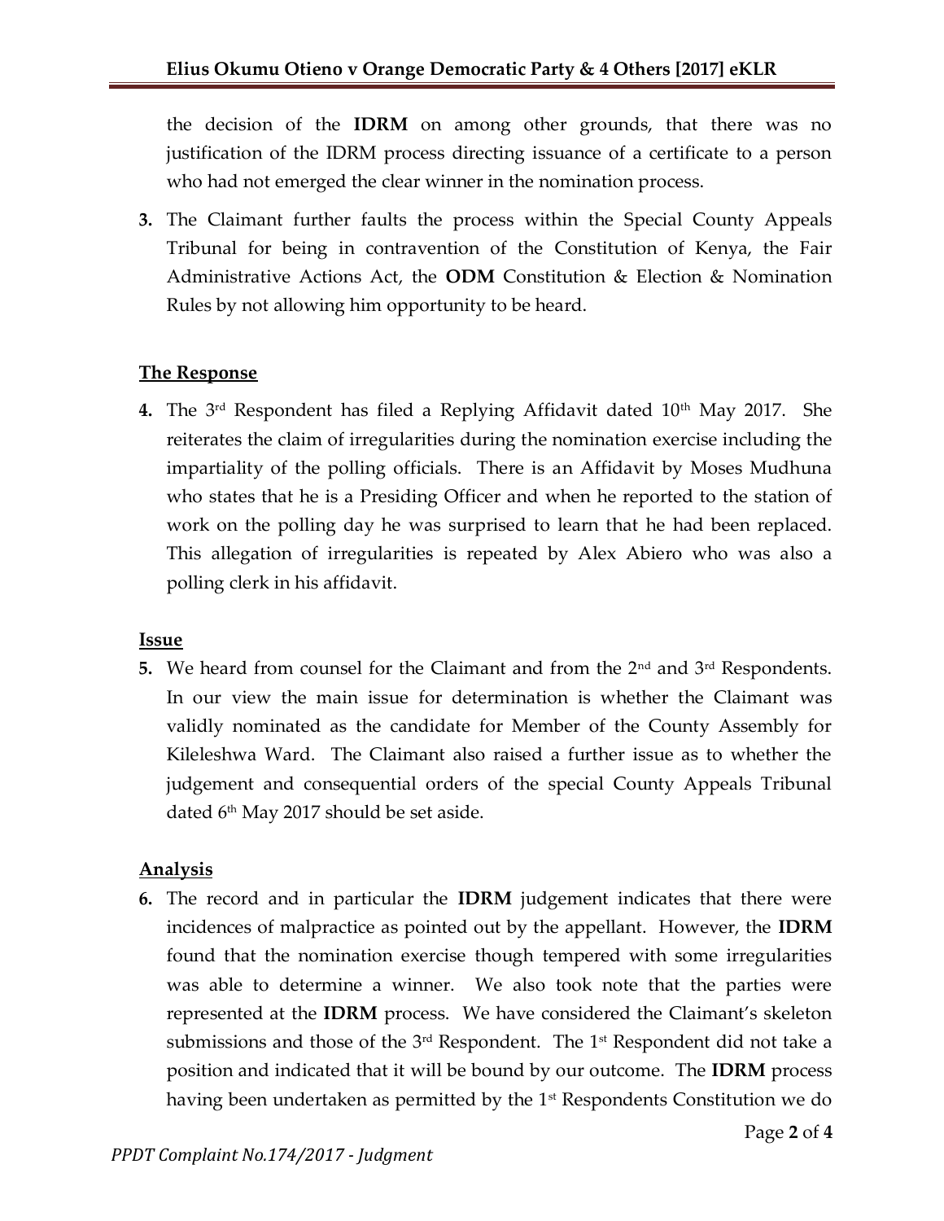the decision of the **IDRM** on among other grounds, that there was no justification of the IDRM process directing issuance of a certificate to a person who had not emerged the clear winner in the nomination process.

**3.** The Claimant further faults the process within the Special County Appeals Tribunal for being in contravention of the Constitution of Kenya, the Fair Administrative Actions Act, the **ODM** Constitution & Election & Nomination Rules by not allowing him opportunity to be heard.

## The Response

**4.** The 3rd Respondent has filed a Replying Affidavit dated 10th May 2017. She reiterates the claim of irregularities during the nomination exercise including the impartiality of the polling officials. There is an Affidavit by Moses Mudhuna who states that he is a Presiding Officer and when he reported to the station of work on the polling day he was surprised to learn that he had been replaced. This allegation of irregularities is repeated by Alex Abiero who was also a polling clerk in his affidavit.

## Issue

**5.** We heard from counsel for the Claimant and from the 2nd and 3rd Respondents. In our view the main issue for determination is whether the Claimant was validly nominated as the candidate for Member of the County Assembly for Kileleshwa Ward. The Claimant also raised a further issue as to whether the judgement and consequential orders of the special County Appeals Tribunal dated 6th May 2017 should be set aside.

## Analysis

**6.** The record and in particular the **IDRM** judgement indicates that there were incidences of malpractice as pointed out by the appellant. However, the **IDRM** found that the nomination exercise though tempered with some irregularities was able to determine a winner. We also took note that the parties were represented at the **IDRM** process. We have considered the Claimant's skeleton submissions and those of the 3rd Respondent. The 1st Respondent did not take a position and indicated that it will be bound by our outcome. The **IDRM** process having been undertaken as permitted by the 1st Respondents Constitution we do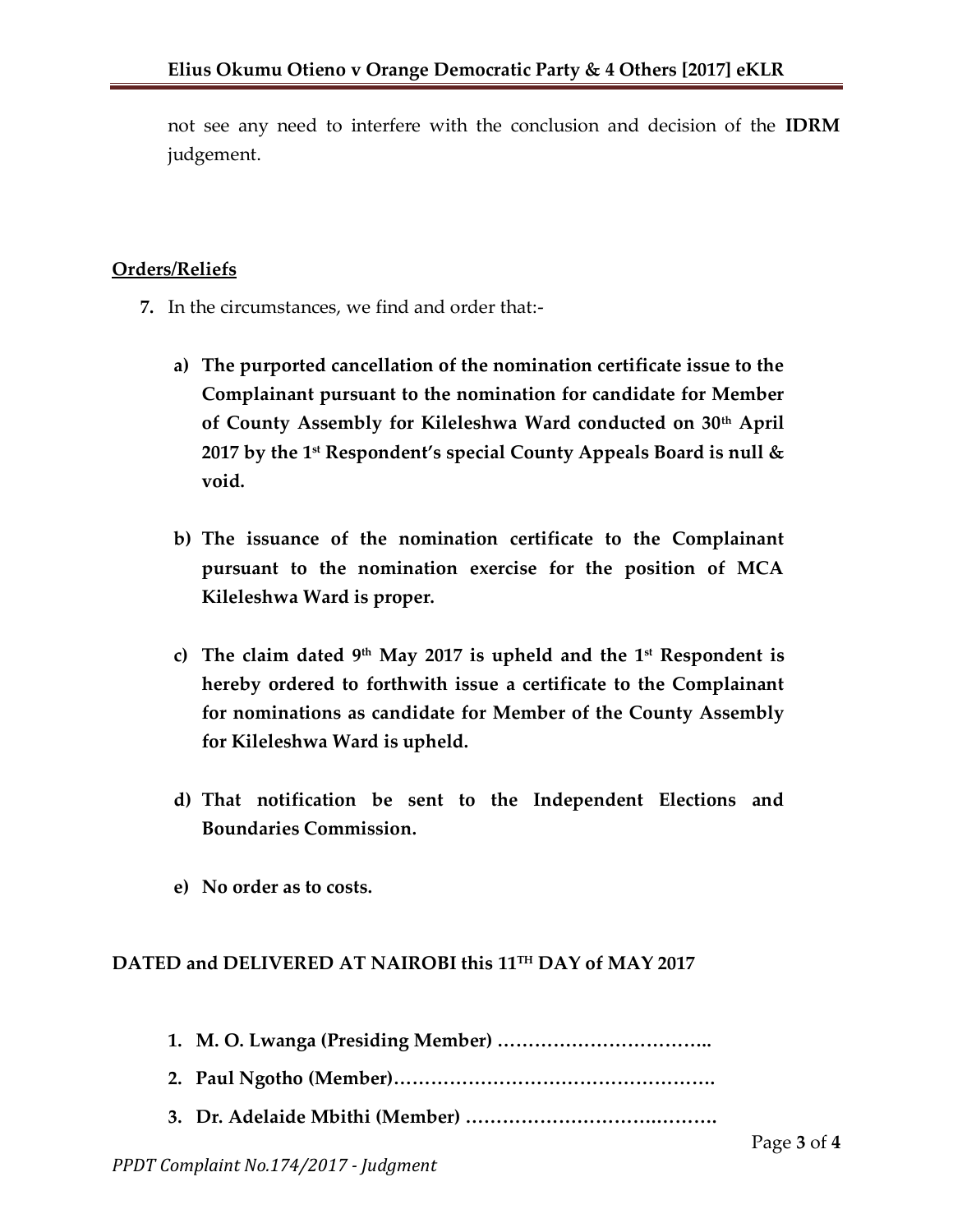not see any need to interfere with the conclusion and decision of the **IDRM** judgement.

**<u>Orders/Reliefs</u>**

**7.** In the circumstances, we find and order that:-

**a) The purported cancellation of the nomination certificate issue to the Complainant pursuant to the nomination for candidate for Member of County Assembly for Kileleshwa Ward conducted on 30th April 2017 by the 1st Respondent's special County Appeals Board is null & void.**

**b) The issuance of the nomination certificate to the Complainant pursuant to the nomination exercise for the position of MCA Kileleshwa Ward is proper.**

**c) The claim dated 9th May 2017 is upheld and the 1st Respondent is hereby ordered to forthwith issue a certificate to the Complainant for nominations as candidate for Member of the County Assembly for Kileleshwa Ward is upheld.**

**d) That notification be sent to the Independent Elections and Boundaries Commission.**

**e) No order as to costs.**

**DATED and DELIVERED AT NAIROBI this 11TH DAY of MAY 2017**

1. **M. O. Lwanga (Presiding Member) ……………………………..**
2. **Paul Ngotho (Member)…………………………………………….**
3. **Dr. Adelaide Mbithi (Member) ………………………….……….**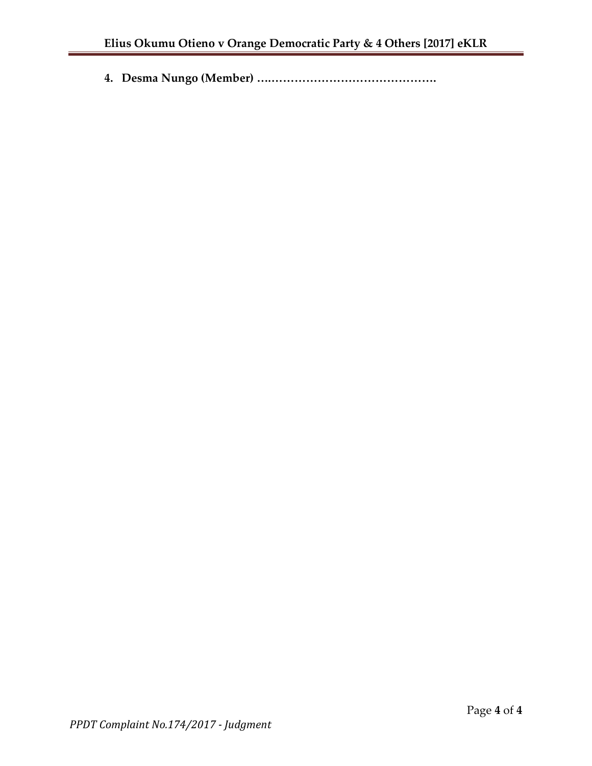4. **Desma Nungo (Member) ….…………………………………….**